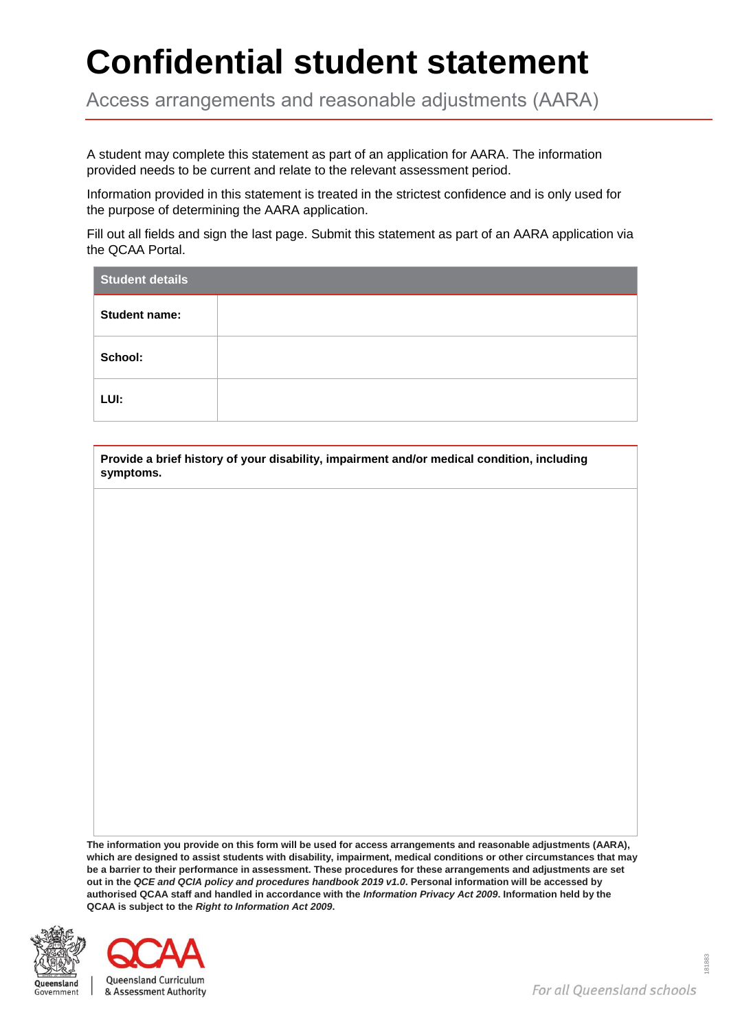# Confidential student statement

Access arrangements and reasonable adjustments (AARA)

A student may complete this statement as part of an application for AARA. The information provided needs to be current and relate to the relevant assessment period.

Information provided in this statement is treated in the strictest confidence and is only used for the purpose of determining the AARA application.

Fill out all fields and sign the last page. Submit this statement as part of an AARA application via the QCAA Portal.

| Student details | |
|---|---|
| **Student name:** | |
| **School:** | |
| **LUI:** | |

| Provide a brief history of your disability, impairment and/or medical condition, including symptoms. |
|---|
| |

**The information you provide on this form will be used for access arrangements and reasonable adjustments (AARA), which are designed to assist students with disability, impairment, medical conditions or other circumstances that may be a barrier to their performance in assessment. These procedures for these arrangements and adjustments are set out in the *QCE and QCIA policy and procedures handbook 2019 v1.0*. Personal information will be accessed by authorised QCAA staff and handled in accordance with the *Information Privacy Act 2009*. Information held by the QCAA is subject to the *Right to Information Act 2009*.**

Queensland Government | Queensland Curriculum & Assessment Authority

For all Queensland schools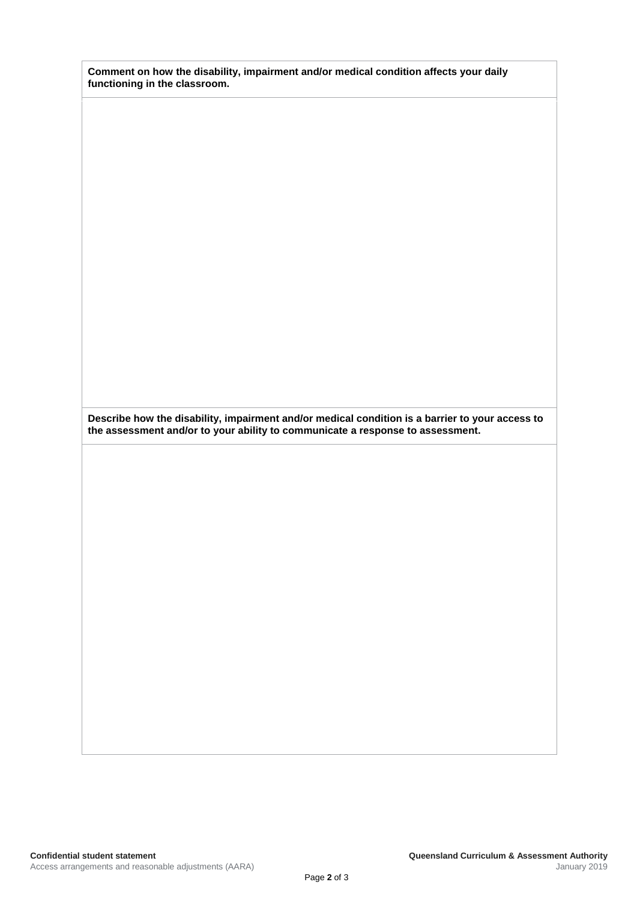**Comment on how the disability, impairment and/or medical condition affects your daily functioning in the classroom.**

**Describe how the disability, impairment and/or medical condition is a barrier to your access to the assessment and/or to your ability to communicate a response to assessment.**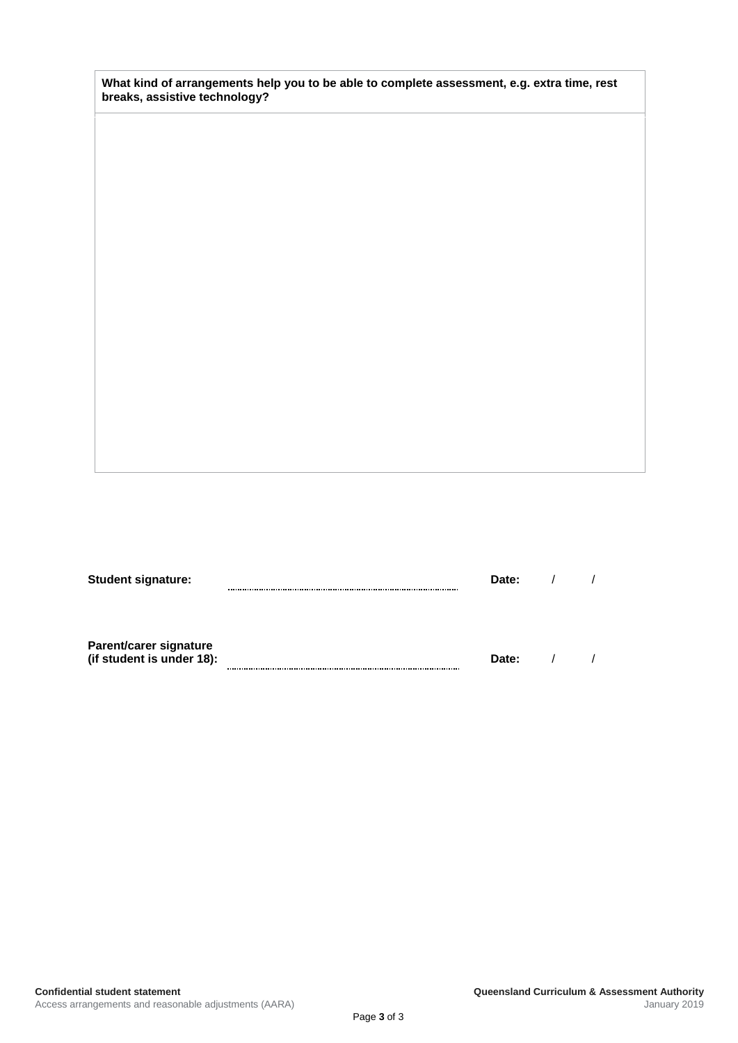| What kind of arrangements help you to be able to complete assessment, e.g. extra time, rest breaks, assistive technology? |
| --- |
| |

**Student signature:** ........................................................................ **Date:** / /

**Parent/carer signature (if student is under 18):** ........................................................................ **Date:** / /